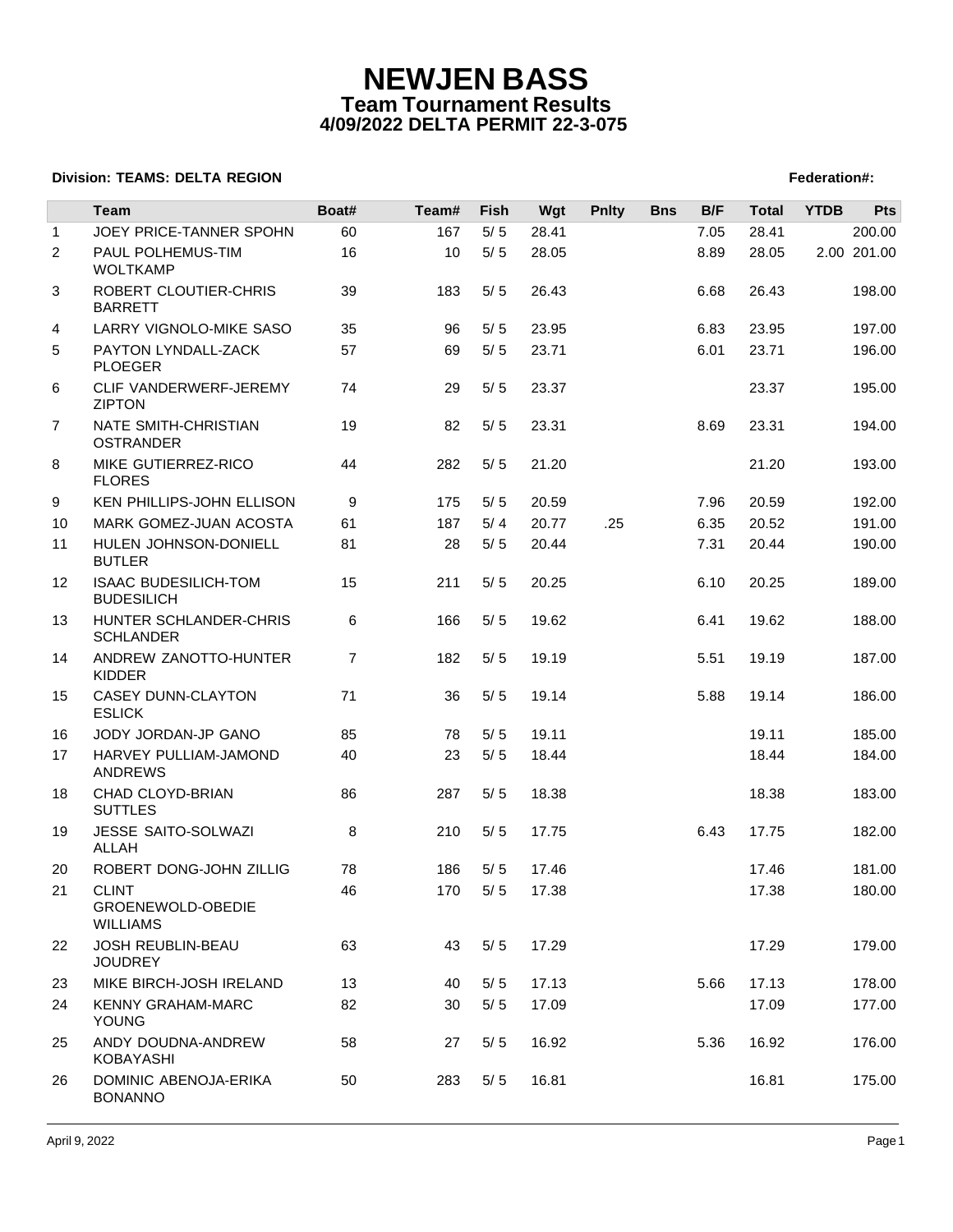# NEWJEN BASS

## Team Tournament Results

### 4/09/2022 DELTA PERMIT 22-3-075

**Division: TEAMS: DELTA REGION** **Federation#:**

| | Team | Boat# | Team# | Fish | Wgt | Pnlty | Bns | B/F | Total | YTDB | Pts |
|---|---|---|---|---|---|---|---|---|---|---|---|
| 1 | JOEY PRICE-TANNER SPOHN | 60 | 167 | 5/ 5 | 28.41 | | | 7.05 | 28.41 | | 200.00 |
| 2 | PAUL POLHEMUS-TIM WOLTKAMP | 16 | 10 | 5/ 5 | 28.05 | | | 8.89 | 28.05 | 2.00 | 201.00 |
| 3 | ROBERT CLOUTIER-CHRIS BARRETT | 39 | 183 | 5/ 5 | 26.43 | | | 6.68 | 26.43 | | 198.00 |
| 4 | LARRY VIGNOLO-MIKE SASO | 35 | 96 | 5/ 5 | 23.95 | | | 6.83 | 23.95 | | 197.00 |
| 5 | PAYTON LYNDALL-ZACK PLOEGER | 57 | 69 | 5/ 5 | 23.71 | | | 6.01 | 23.71 | | 196.00 |
| 6 | CLIF VANDERWERF-JEREMY ZIPTON | 74 | 29 | 5/ 5 | 23.37 | | | | 23.37 | | 195.00 |
| 7 | NATE SMITH-CHRISTIAN OSTRANDER | 19 | 82 | 5/ 5 | 23.31 | | | 8.69 | 23.31 | | 194.00 |
| 8 | MIKE GUTIERREZ-RICO FLORES | 44 | 282 | 5/ 5 | 21.20 | | | | 21.20 | | 193.00 |
| 9 | KEN PHILLIPS-JOHN ELLISON | 9 | 175 | 5/ 5 | 20.59 | | | 7.96 | 20.59 | | 192.00 |
| 10 | MARK GOMEZ-JUAN ACOSTA | 61 | 187 | 5/ 4 | 20.77 | .25 | | 6.35 | 20.52 | | 191.00 |
| 11 | HULEN JOHNSON-DONIELL BUTLER | 81 | 28 | 5/ 5 | 20.44 | | | 7.31 | 20.44 | | 190.00 |
| 12 | ISAAC BUDESILICH-TOM BUDESILICH | 15 | 211 | 5/ 5 | 20.25 | | | 6.10 | 20.25 | | 189.00 |
| 13 | HUNTER SCHLANDER-CHRIS SCHLANDER | 6 | 166 | 5/ 5 | 19.62 | | | 6.41 | 19.62 | | 188.00 |
| 14 | ANDREW ZANOTTO-HUNTER KIDDER | 7 | 182 | 5/ 5 | 19.19 | | | 5.51 | 19.19 | | 187.00 |
| 15 | CASEY DUNN-CLAYTON ESLICK | 71 | 36 | 5/ 5 | 19.14 | | | 5.88 | 19.14 | | 186.00 |
| 16 | JODY JORDAN-JP GANO | 85 | 78 | 5/ 5 | 19.11 | | | | 19.11 | | 185.00 |
| 17 | HARVEY PULLIAM-JAMOND ANDREWS | 40 | 23 | 5/ 5 | 18.44 | | | | 18.44 | | 184.00 |
| 18 | CHAD CLOYD-BRIAN SUTTLES | 86 | 287 | 5/ 5 | 18.38 | | | | 18.38 | | 183.00 |
| 19 | JESSE SAITO-SOLWAZI ALLAH | 8 | 210 | 5/ 5 | 17.75 | | | 6.43 | 17.75 | | 182.00 |
| 20 | ROBERT DONG-JOHN ZILLIG | 78 | 186 | 5/ 5 | 17.46 | | | | 17.46 | | 181.00 |
| 21 | CLINT GROENEWOLD-OBEDIE WILLIAMS | 46 | 170 | 5/ 5 | 17.38 | | | | 17.38 | | 180.00 |
| 22 | JOSH REUBLIN-BEAU JOUDREY | 63 | 43 | 5/ 5 | 17.29 | | | | 17.29 | | 179.00 |
| 23 | MIKE BIRCH-JOSH IRELAND | 13 | 40 | 5/ 5 | 17.13 | | | 5.66 | 17.13 | | 178.00 |
| 24 | KENNY GRAHAM-MARC YOUNG | 82 | 30 | 5/ 5 | 17.09 | | | | 17.09 | | 177.00 |
| 25 | ANDY DOUDNA-ANDREW KOBAYASHI | 58 | 27 | 5/ 5 | 16.92 | | | 5.36 | 16.92 | | 176.00 |
| 26 | DOMINIC ABENOJA-ERIKA BONANNO | 50 | 283 | 5/ 5 | 16.81 | | | | 16.81 | | 175.00 |

April 9, 2022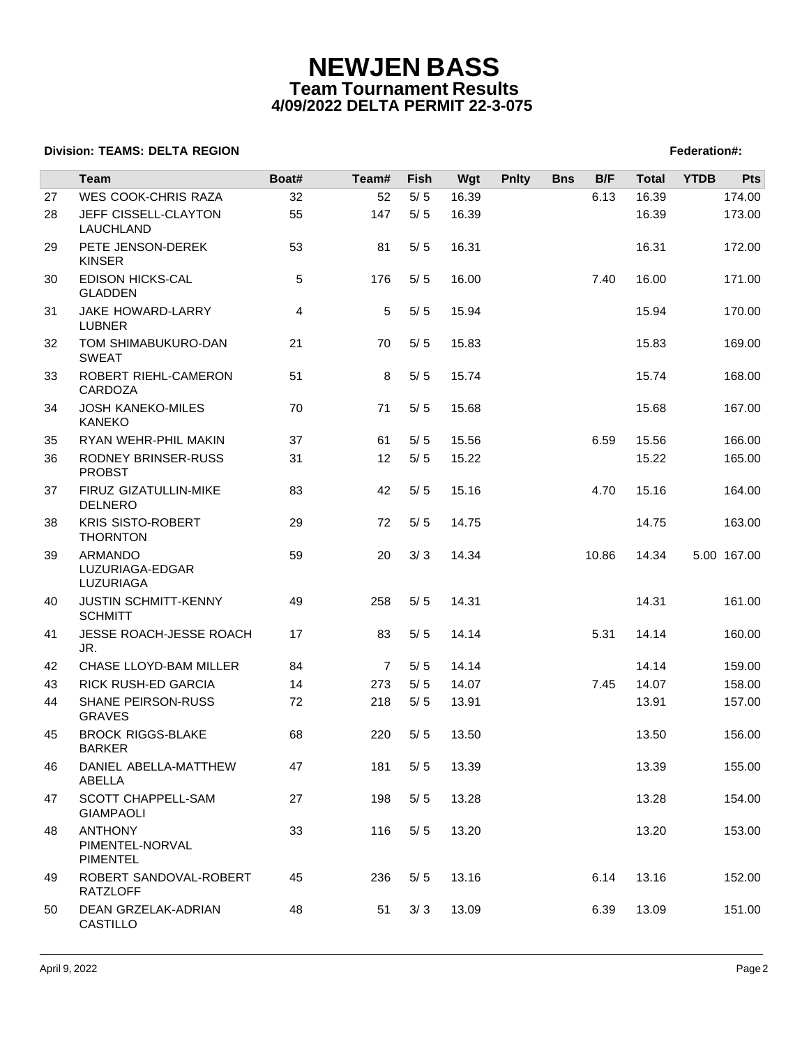# NEWJEN BASS
## Team Tournament Results
## 4/09/2022 DELTA PERMIT 22-3-075

**Division: TEAMS: DELTA REGION** **Federation#:**

| | Team | Boat# | Team# | Fish | Wgt | Pnlty | Bns | B/F | Total | YTDB | Pts |
|---|---|---|---|---|---|---|---|---|---|---|---|
| 27 | WES COOK-CHRIS RAZA | 32 | 52 | 5/ 5 | 16.39 | | | 6.13 | 16.39 | | 174.00 |
| 28 | JEFF CISSELL-CLAYTON LAUCHLAND | 55 | 147 | 5/ 5 | 16.39 | | | | 16.39 | | 173.00 |
| 29 | PETE JENSON-DEREK KINSER | 53 | 81 | 5/ 5 | 16.31 | | | | 16.31 | | 172.00 |
| 30 | EDISON HICKS-CAL GLADDEN | 5 | 176 | 5/ 5 | 16.00 | | | 7.40 | 16.00 | | 171.00 |
| 31 | JAKE HOWARD-LARRY LUBNER | 4 | 5 | 5/ 5 | 15.94 | | | | 15.94 | | 170.00 |
| 32 | TOM SHIMABUKURO-DAN SWEAT | 21 | 70 | 5/ 5 | 15.83 | | | | 15.83 | | 169.00 |
| 33 | ROBERT RIEHL-CAMERON CARDOZA | 51 | 8 | 5/ 5 | 15.74 | | | | 15.74 | | 168.00 |
| 34 | JOSH KANEKO-MILES KANEKO | 70 | 71 | 5/ 5 | 15.68 | | | | 15.68 | | 167.00 |
| 35 | RYAN WEHR-PHIL MAKIN | 37 | 61 | 5/ 5 | 15.56 | | | 6.59 | 15.56 | | 166.00 |
| 36 | RODNEY BRINSER-RUSS PROBST | 31 | 12 | 5/ 5 | 15.22 | | | | 15.22 | | 165.00 |
| 37 | FIRUZ GIZATULLIN-MIKE DELNERO | 83 | 42 | 5/ 5 | 15.16 | | | 4.70 | 15.16 | | 164.00 |
| 38 | KRIS SISTO-ROBERT THORNTON | 29 | 72 | 5/ 5 | 14.75 | | | | 14.75 | | 163.00 |
| 39 | ARMANDO LUZURIAGA-EDGAR LUZURIAGA | 59 | 20 | 3/ 3 | 14.34 | | | 10.86 | 14.34 | 5.00 | 167.00 |
| 40 | JUSTIN SCHMITT-KENNY SCHMITT | 49 | 258 | 5/ 5 | 14.31 | | | | 14.31 | | 161.00 |
| 41 | JESSE ROACH-JESSE ROACH JR. | 17 | 83 | 5/ 5 | 14.14 | | | 5.31 | 14.14 | | 160.00 |
| 42 | CHASE LLOYD-BAM MILLER | 84 | 7 | 5/ 5 | 14.14 | | | | 14.14 | | 159.00 |
| 43 | RICK RUSH-ED GARCIA | 14 | 273 | 5/ 5 | 14.07 | | | 7.45 | 14.07 | | 158.00 |
| 44 | SHANE PEIRSON-RUSS GRAVES | 72 | 218 | 5/ 5 | 13.91 | | | | 13.91 | | 157.00 |
| 45 | BROCK RIGGS-BLAKE BARKER | 68 | 220 | 5/ 5 | 13.50 | | | | 13.50 | | 156.00 |
| 46 | DANIEL ABELLA-MATTHEW ABELLA | 47 | 181 | 5/ 5 | 13.39 | | | | 13.39 | | 155.00 |
| 47 | SCOTT CHAPPELL-SAM GIAMPAOLI | 27 | 198 | 5/ 5 | 13.28 | | | | 13.28 | | 154.00 |
| 48 | ANTHONY PIMENTEL-NORVAL PIMENTEL | 33 | 116 | 5/ 5 | 13.20 | | | | 13.20 | | 153.00 |
| 49 | ROBERT SANDOVAL-ROBERT RATZLOFF | 45 | 236 | 5/ 5 | 13.16 | | | 6.14 | 13.16 | | 152.00 |
| 50 | DEAN GRZELAK-ADRIAN CASTILLO | 48 | 51 | 3/ 3 | 13.09 | | | 6.39 | 13.09 | | 151.00 |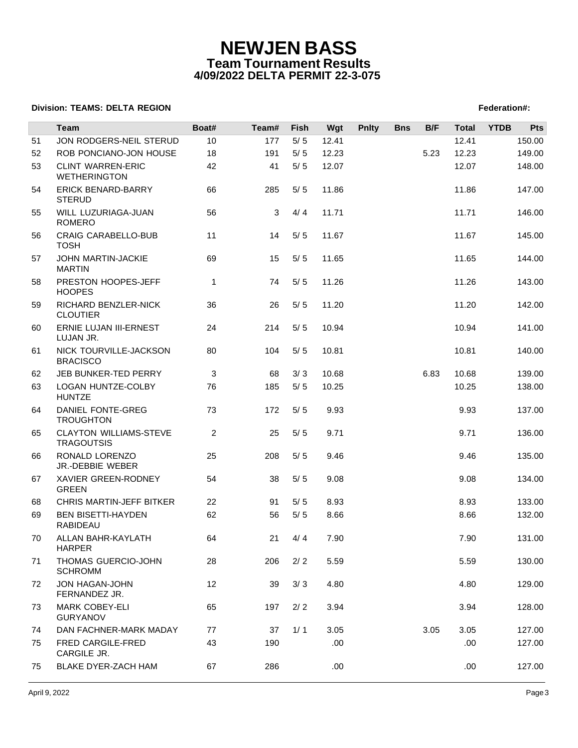# NEWJEN BASS

## Team Tournament Results

### 4/09/2022 DELTA PERMIT 22-3-075

**Division: TEAMS: DELTA REGION** **Federation#:**

| | Team | Boat# | Team# | Fish | Wgt | Pnlty | Bns | B/F | Total | YTDB | Pts |
|---|---|---|---|---|---|---|---|---|---|---|---|
| 51 | JON RODGERS-NEIL STERUD | 10 | 177 | 5/ 5 | 12.41 | | | | 12.41 | | 150.00 |
| 52 | ROB PONCIANO-JON HOUSE | 18 | 191 | 5/ 5 | 12.23 | | | 5.23 | 12.23 | | 149.00 |
| 53 | CLINT WARREN-ERIC WETHERINGTON | 42 | 41 | 5/ 5 | 12.07 | | | | 12.07 | | 148.00 |
| 54 | ERICK BENARD-BARRY STERUD | 66 | 285 | 5/ 5 | 11.86 | | | | 11.86 | | 147.00 |
| 55 | WILL LUZURIAGA-JUAN ROMERO | 56 | 3 | 4/ 4 | 11.71 | | | | 11.71 | | 146.00 |
| 56 | CRAIG CARABELLO-BUB TOSH | 11 | 14 | 5/ 5 | 11.67 | | | | 11.67 | | 145.00 |
| 57 | JOHN MARTIN-JACKIE MARTIN | 69 | 15 | 5/ 5 | 11.65 | | | | 11.65 | | 144.00 |
| 58 | PRESTON HOOPES-JEFF HOOPES | 1 | 74 | 5/ 5 | 11.26 | | | | 11.26 | | 143.00 |
| 59 | RICHARD BENZLER-NICK CLOUTIER | 36 | 26 | 5/ 5 | 11.20 | | | | 11.20 | | 142.00 |
| 60 | ERNIE LUJAN III-ERNEST LUJAN JR. | 24 | 214 | 5/ 5 | 10.94 | | | | 10.94 | | 141.00 |
| 61 | NICK TOURVILLE-JACKSON BRACISCO | 80 | 104 | 5/ 5 | 10.81 | | | | 10.81 | | 140.00 |
| 62 | JEB BUNKER-TED PERRY | 3 | 68 | 3/ 3 | 10.68 | | | 6.83 | 10.68 | | 139.00 |
| 63 | LOGAN HUNTZE-COLBY HUNTZE | 76 | 185 | 5/ 5 | 10.25 | | | | 10.25 | | 138.00 |
| 64 | DANIEL FONTE-GREG TROUGHTON | 73 | 172 | 5/ 5 | 9.93 | | | | 9.93 | | 137.00 |
| 65 | CLAYTON WILLIAMS-STEVE TRAGOUTSIS | 2 | 25 | 5/ 5 | 9.71 | | | | 9.71 | | 136.00 |
| 66 | RONALD LORENZO JR.-DEBBIE WEBER | 25 | 208 | 5/ 5 | 9.46 | | | | 9.46 | | 135.00 |
| 67 | XAVIER GREEN-RODNEY GREEN | 54 | 38 | 5/ 5 | 9.08 | | | | 9.08 | | 134.00 |
| 68 | CHRIS MARTIN-JEFF BITKER | 22 | 91 | 5/ 5 | 8.93 | | | | 8.93 | | 133.00 |
| 69 | BEN BISETTI-HAYDEN RABIDEAU | 62 | 56 | 5/ 5 | 8.66 | | | | 8.66 | | 132.00 |
| 70 | ALLAN BAHR-KAYLATH HARPER | 64 | 21 | 4/ 4 | 7.90 | | | | 7.90 | | 131.00 |
| 71 | THOMAS GUERCIO-JOHN SCHROMM | 28 | 206 | 2/ 2 | 5.59 | | | | 5.59 | | 130.00 |
| 72 | JON HAGAN-JOHN FERNANDEZ JR. | 12 | 39 | 3/ 3 | 4.80 | | | | 4.80 | | 129.00 |
| 73 | MARK COBEY-ELI GURYANOV | 65 | 197 | 2/ 2 | 3.94 | | | | 3.94 | | 128.00 |
| 74 | DAN FACHNER-MARK MADAY | 77 | 37 | 1/ 1 | 3.05 | | | 3.05 | 3.05 | | 127.00 |
| 75 | FRED CARGILE-FRED CARGILE JR. | 43 | 190 | | .00 | | | | .00 | | 127.00 |
| 75 | BLAKE DYER-ZACH HAM | 67 | 286 | | .00 | | | | .00 | | 127.00 |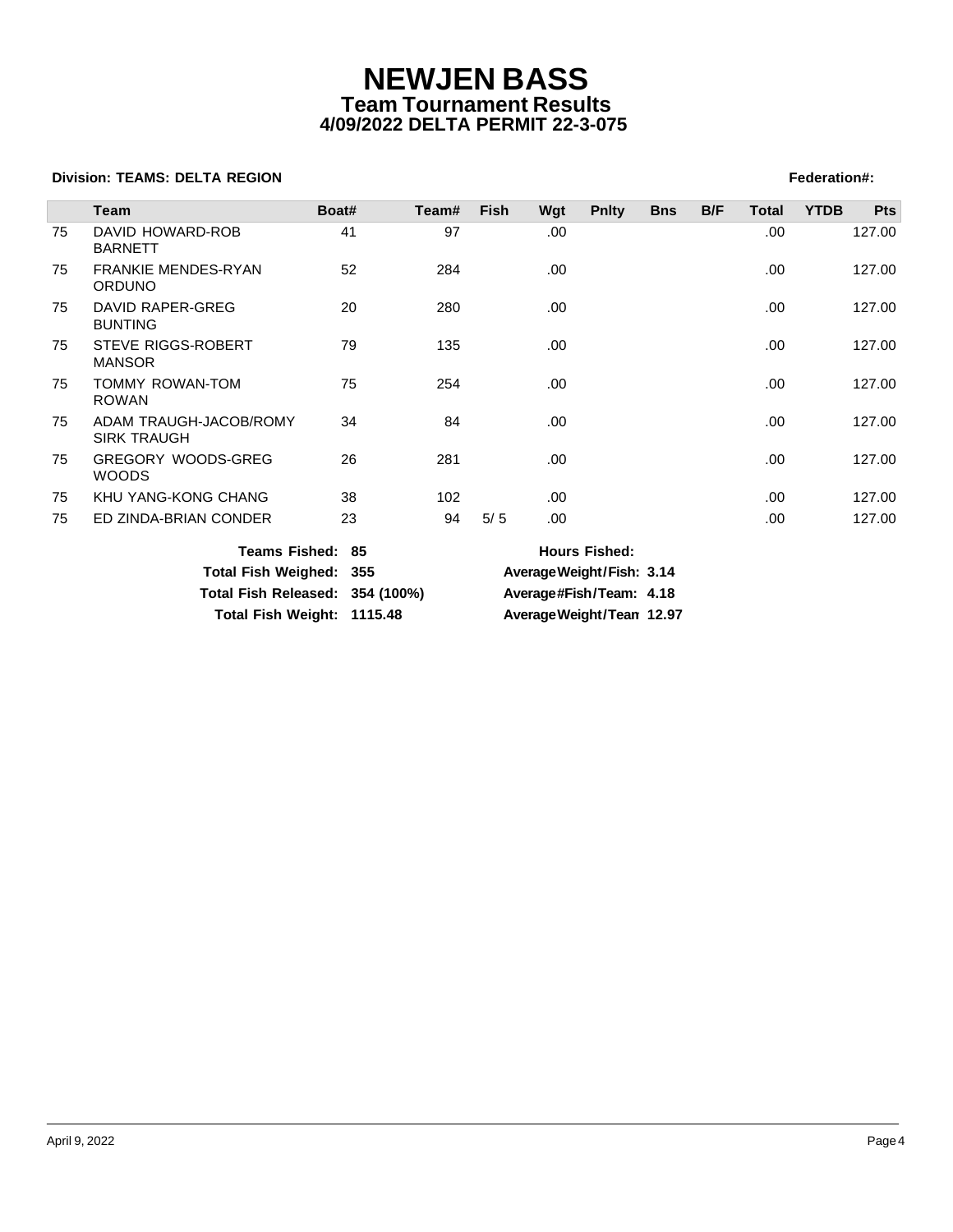# NEWJEN BASS

## Team Tournament Results

## 4/09/2022 DELTA PERMIT 22-3-075

**Division: TEAMS: DELTA REGION** **Federation#:**

| | Team | Boat# | Team# | Fish | Wgt | Pnlty | Bns | B/F | Total | YTDB | Pts |
|---|---|---|---|---|---|---|---|---|---|---|---|
| 75 | DAVID HOWARD-ROB BARNETT | 41 | 97 | | .00 | | | | .00 | | 127.00 |
| 75 | FRANKIE MENDES-RYAN ORDUNO | 52 | 284 | | .00 | | | | .00 | | 127.00 |
| 75 | DAVID RAPER-GREG BUNTING | 20 | 280 | | .00 | | | | .00 | | 127.00 |
| 75 | STEVE RIGGS-ROBERT MANSOR | 79 | 135 | | .00 | | | | .00 | | 127.00 |
| 75 | TOMMY ROWAN-TOM ROWAN | 75 | 254 | | .00 | | | | .00 | | 127.00 |
| 75 | ADAM TRAUGH-JACOB/ROMY SIRK TRAUGH | 34 | 84 | | .00 | | | | .00 | | 127.00 |
| 75 | GREGORY WOODS-GREG WOODS | 26 | 281 | | .00 | | | | .00 | | 127.00 |
| 75 | KHU YANG-KONG CHANG | 38 | 102 | | .00 | | | | .00 | | 127.00 |
| 75 | ED ZINDA-BRIAN CONDER | 23 | 94 | 5/ 5 | .00 | | | | .00 | | 127.00 |

**Teams Fished:** 85
**Total Fish Weighed:** 355
**Total Fish Released:** 354 (100%)
**Total Fish Weight:** 1115.48

**Hours Fished:**
**Average Weight/Fish:** 3.14
**Average #Fish/Team:** 4.18
**Average Weight/Tean** 12.97